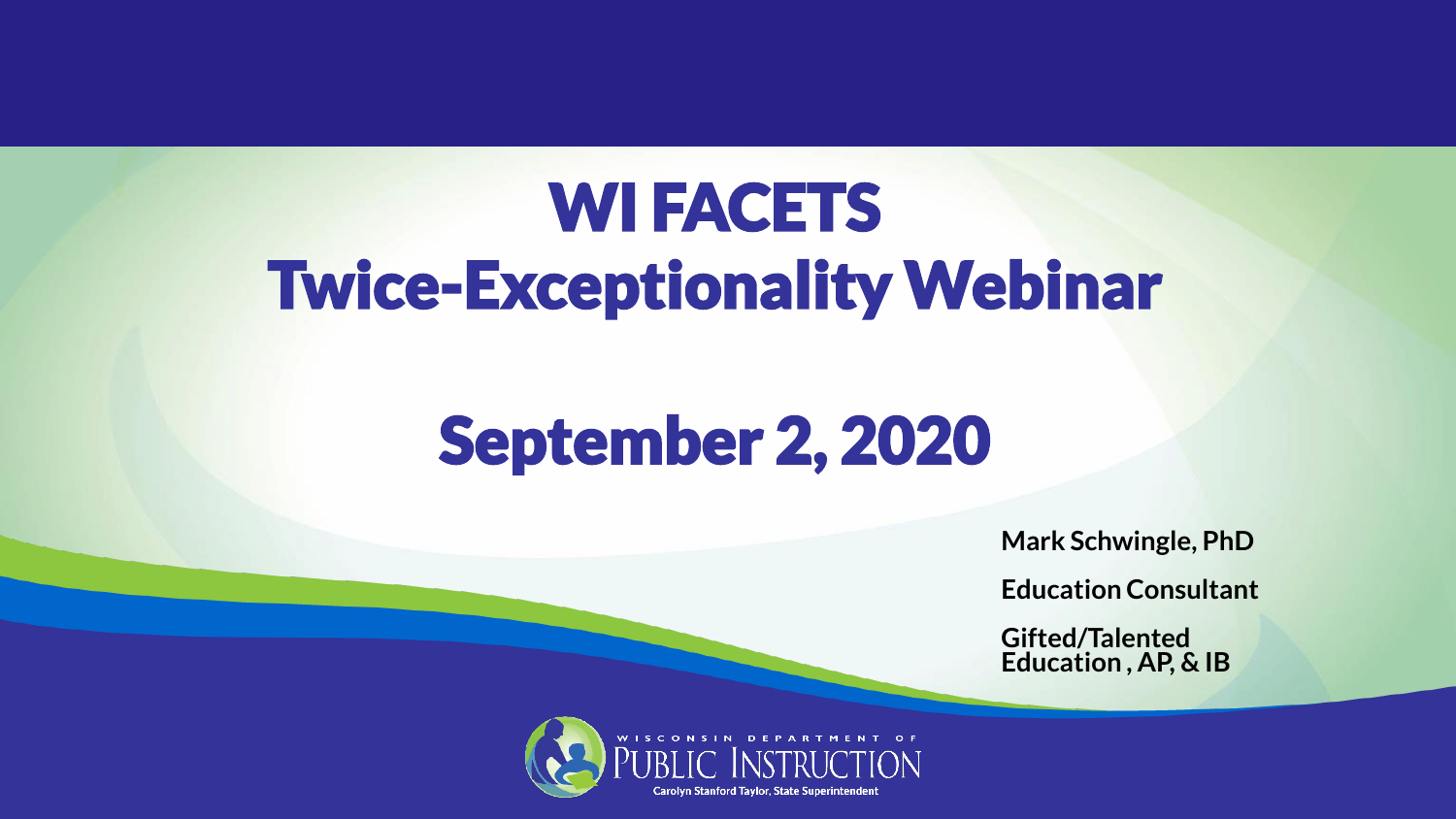# WI FACETS Twice-Exceptionality Webinar

# September 2, 2020

**Mark Schwingle, PhD**

**Education Consultant**

**Gifted/Talented Education , AP, & IB**

WISCONSIN DEPARTMENT OF PUBLIC INSTRUCTION

Carolyn Stanford Taylor, State Superintendent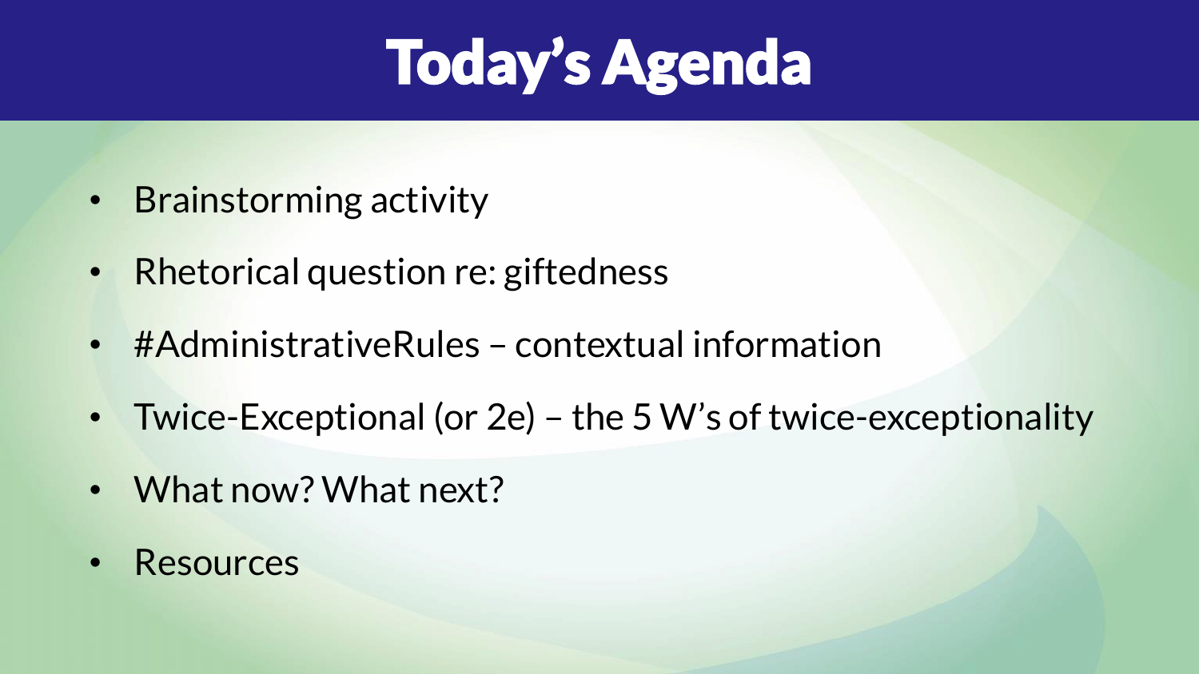# Today's Agenda

- Brainstorming activity
- Rhetorical question re: giftedness
- #AdministrativeRules – contextual information
- Twice-Exceptional (or 2e) – the 5 W's of twice-exceptionality
- What now? What next?
- Resources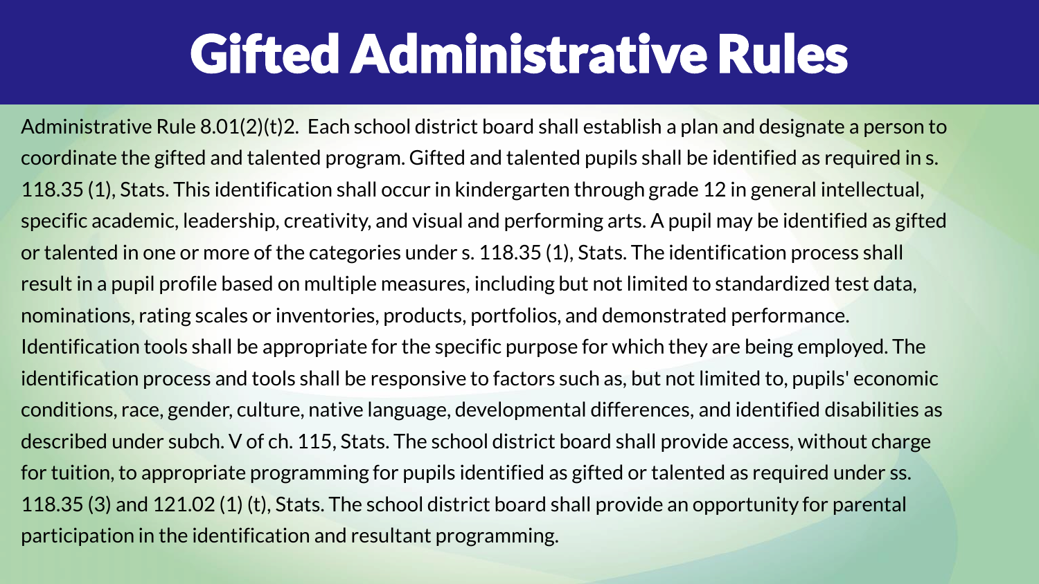# Gifted Administrative Rules

Administrative Rule 8.01(2)(t)2. Each school district board shall establish a plan and designate a person to coordinate the gifted and talented program. Gifted and talented pupils shall be identified as required in s. 118.35 (1), Stats. This identification shall occur in kindergarten through grade 12 in general intellectual, specific academic, leadership, creativity, and visual and performing arts. A pupil may be identified as gifted or talented in one or more of the categories under s. 118.35 (1), Stats. The identification process shall result in a pupil profile based on multiple measures, including but not limited to standardized test data, nominations, rating scales or inventories, products, portfolios, and demonstrated performance. Identification tools shall be appropriate for the specific purpose for which they are being employed. The identification process and tools shall be responsive to factors such as, but not limited to, pupils' economic conditions, race, gender, culture, native language, developmental differences, and identified disabilities as described under subch. V of ch. 115, Stats. The school district board shall provide access, without charge for tuition, to appropriate programming for pupils identified as gifted or talented as required under ss. 118.35 (3) and 121.02 (1) (t), Stats. The school district board shall provide an opportunity for parental participation in the identification and resultant programming.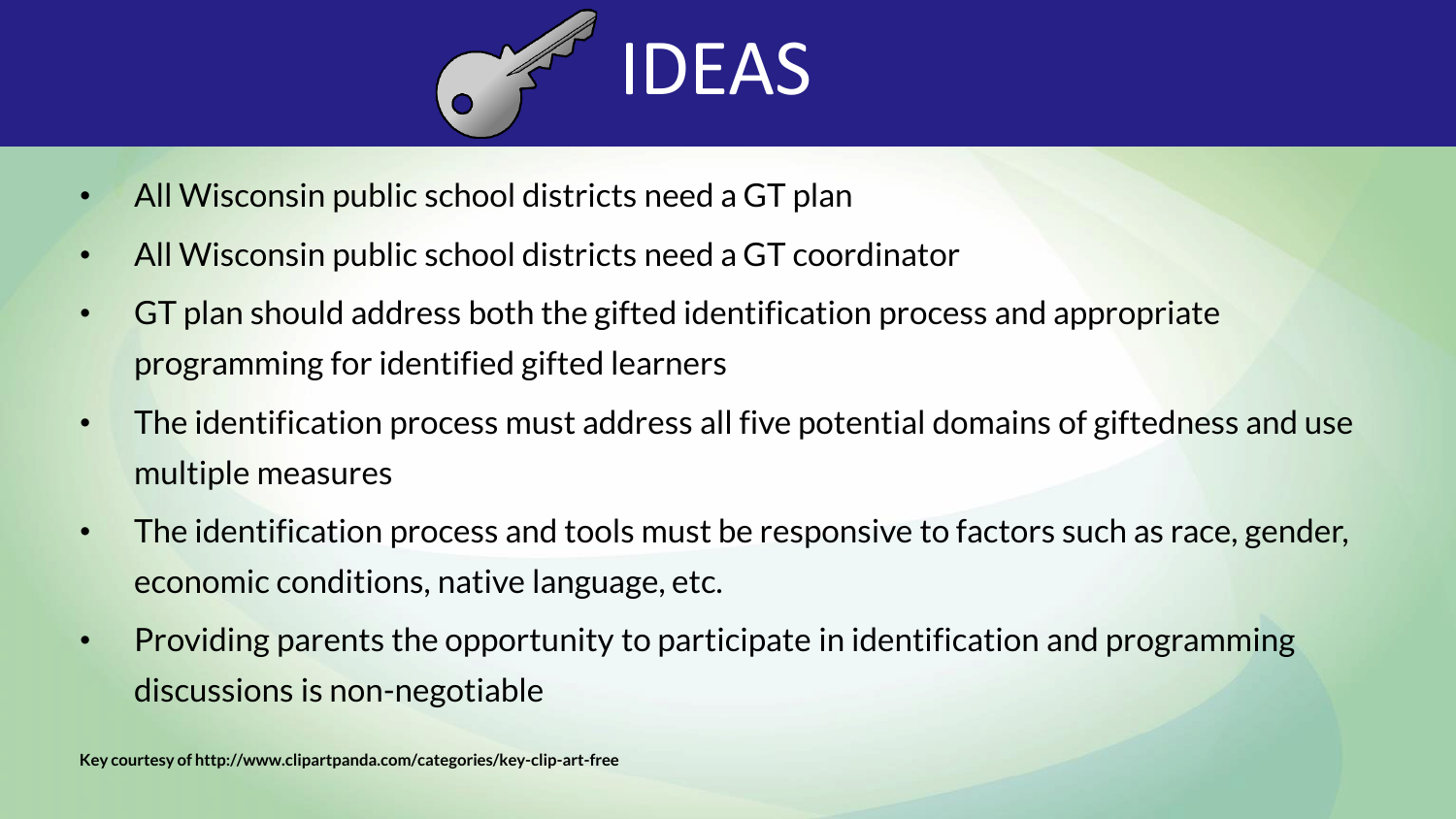# IDEAS

- All Wisconsin public school districts need a GT plan
- All Wisconsin public school districts need a GT coordinator
- GT plan should address both the gifted identification process and appropriate programming for identified gifted learners
- The identification process must address all five potential domains of giftedness and use multiple measures
- The identification process and tools must be responsive to factors such as race, gender, economic conditions, native language, etc.
- Providing parents the opportunity to participate in identification and programming discussions is non-negotiable

**Key courtesy of http://www.clipartpanda.com/categories/key-clip-art-free**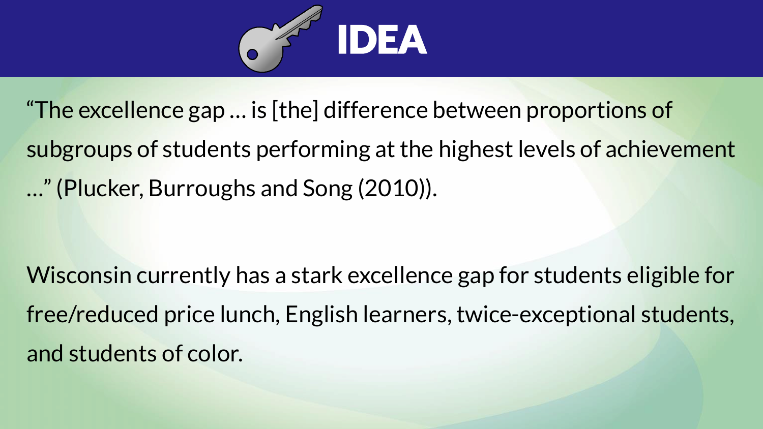# IDEA

"The excellence gap … is [the] difference between proportions of subgroups of students performing at the highest levels of achievement …" (Plucker, Burroughs and Song (2010)).

Wisconsin currently has a stark excellence gap for students eligible for free/reduced price lunch, English learners, twice-exceptional students, and students of color.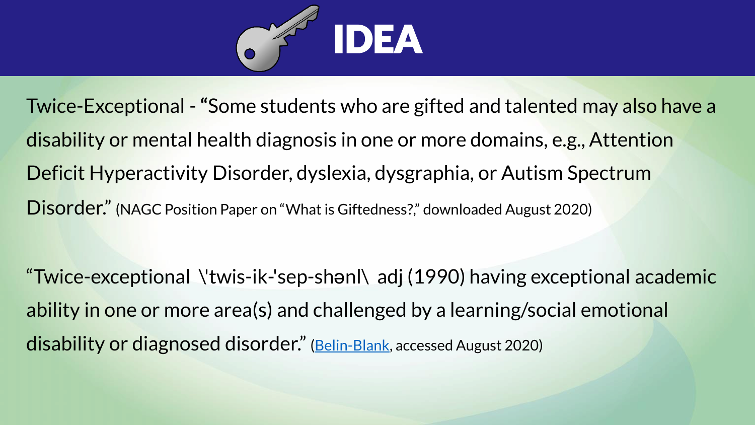# IDEA

Twice-Exceptional - **"**Some students who are gifted and talented may also have a disability or mental health diagnosis in one or more domains, e.g., Attention Deficit Hyperactivity Disorder, dyslexia, dysgraphia, or Autism Spectrum Disorder." (NAGC Position Paper on "What is Giftedness?," downloaded August 2020)

"Twice-exceptional \'twis-ik-'sep-shənl\ adj (1990) having exceptional academic ability in one or more area(s) and challenged by a learning/social emotional disability or diagnosed disorder." (Belin-Blank, accessed August 2020)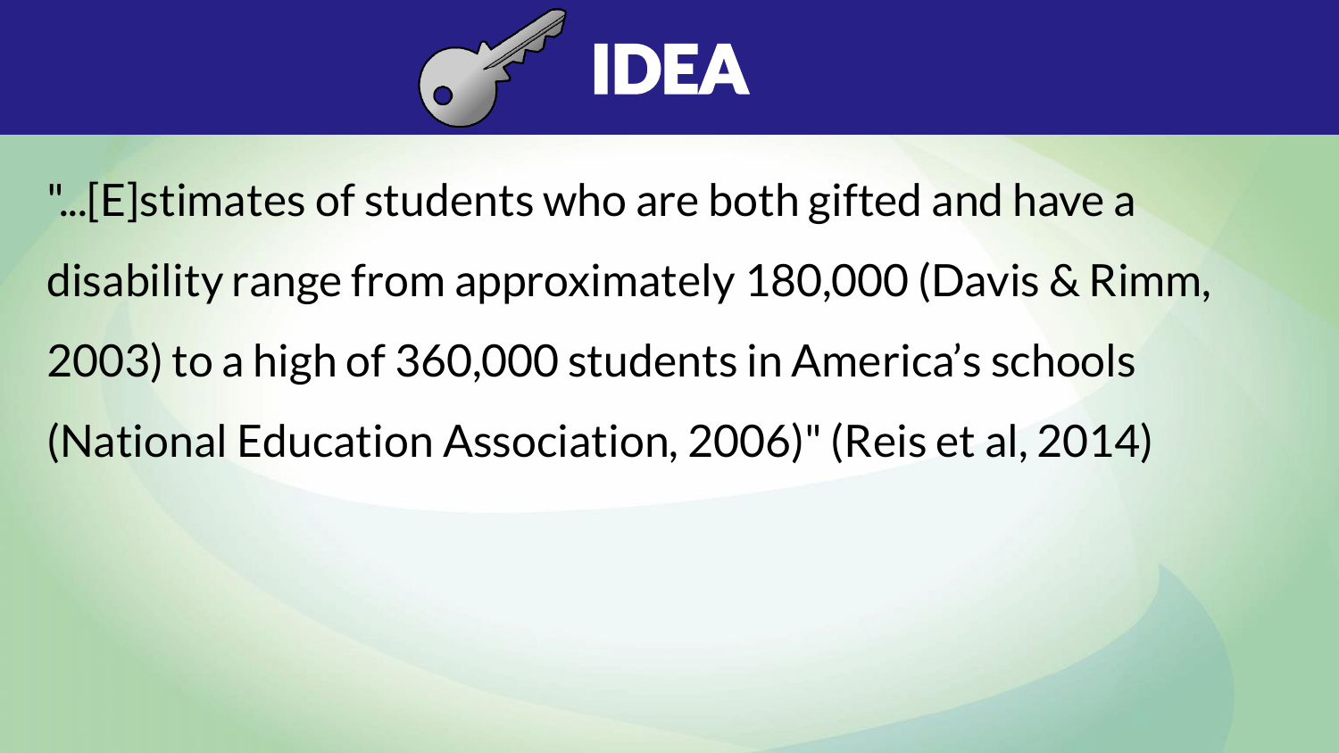# IDEA

"...[E]stimates of students who are both gifted and have a disability range from approximately 180,000 (Davis & Rimm, 2003) to a high of 360,000 students in America's schools (National Education Association, 2006)" (Reis et al, 2014)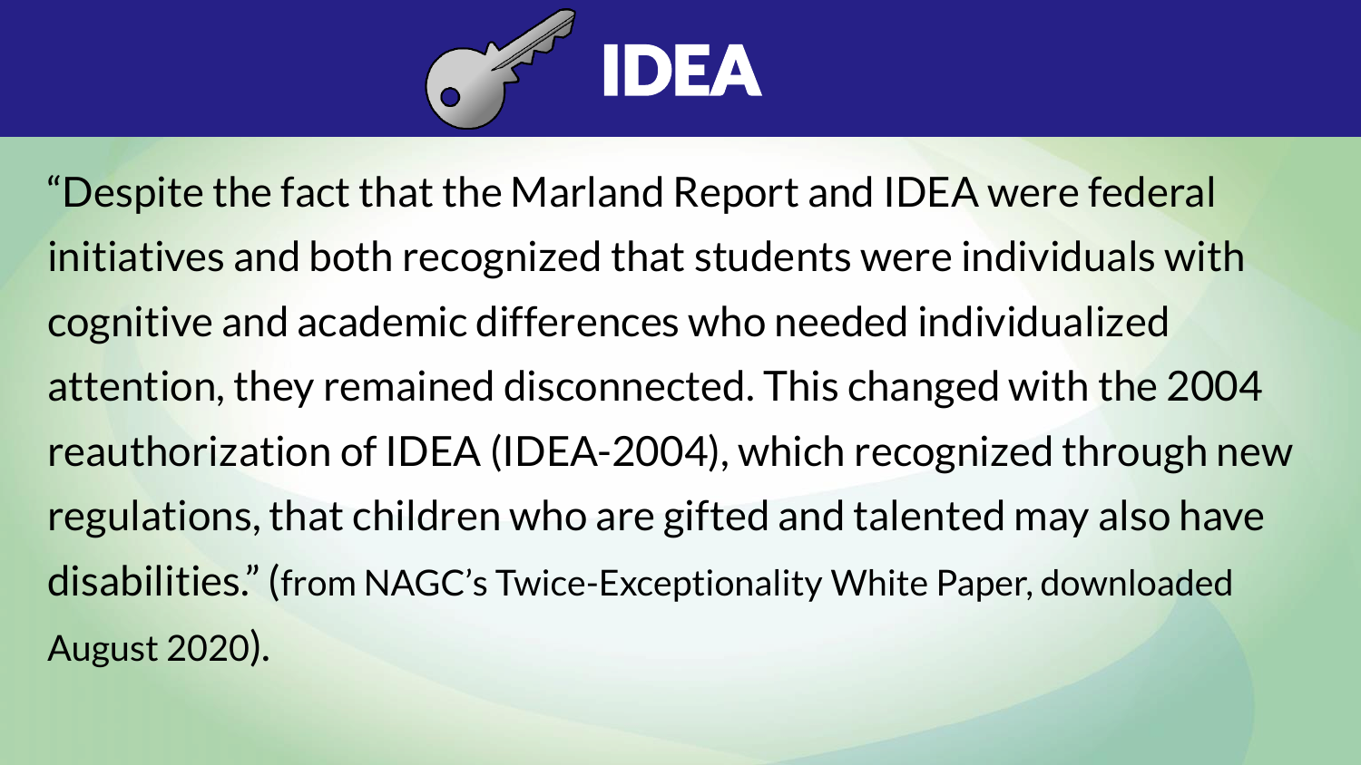# IDEA

"Despite the fact that the Marland Report and IDEA were federal initiatives and both recognized that students were individuals with cognitive and academic differences who needed individualized attention, they remained disconnected. This changed with the 2004 reauthorization of IDEA (IDEA-2004), which recognized through new regulations, that children who are gifted and talented may also have disabilities." (from NAGC's Twice-Exceptionality White Paper, downloaded August 2020).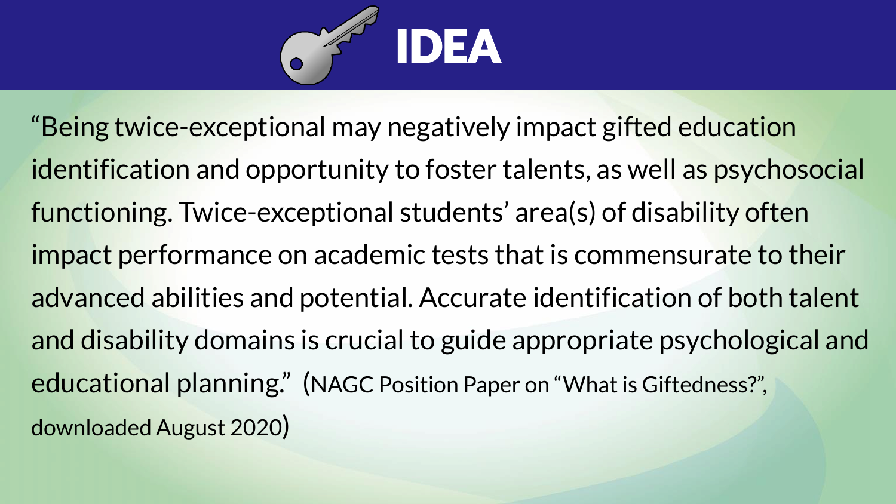# IDEA

"Being twice-exceptional may negatively impact gifted education identification and opportunity to foster talents, as well as psychosocial functioning. Twice-exceptional students' area(s) of disability often impact performance on academic tests that is commensurate to their advanced abilities and potential. Accurate identification of both talent and disability domains is crucial to guide appropriate psychological and educational planning." (NAGC Position Paper on "What is Giftedness?", downloaded August 2020)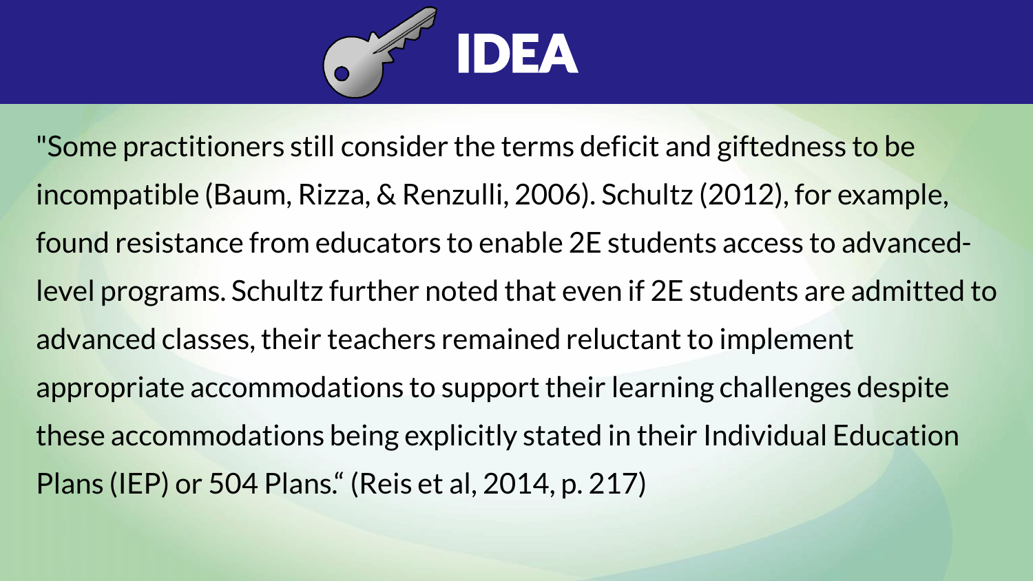# IDEA

"Some practitioners still consider the terms deficit and giftedness to be incompatible (Baum, Rizza, & Renzulli, 2006). Schultz (2012), for example, found resistance from educators to enable 2E students access to advanced-level programs. Schultz further noted that even if 2E students are admitted to advanced classes, their teachers remained reluctant to implement appropriate accommodations to support their learning challenges despite these accommodations being explicitly stated in their Individual Education Plans (IEP) or 504 Plans." (Reis et al, 2014, p. 217)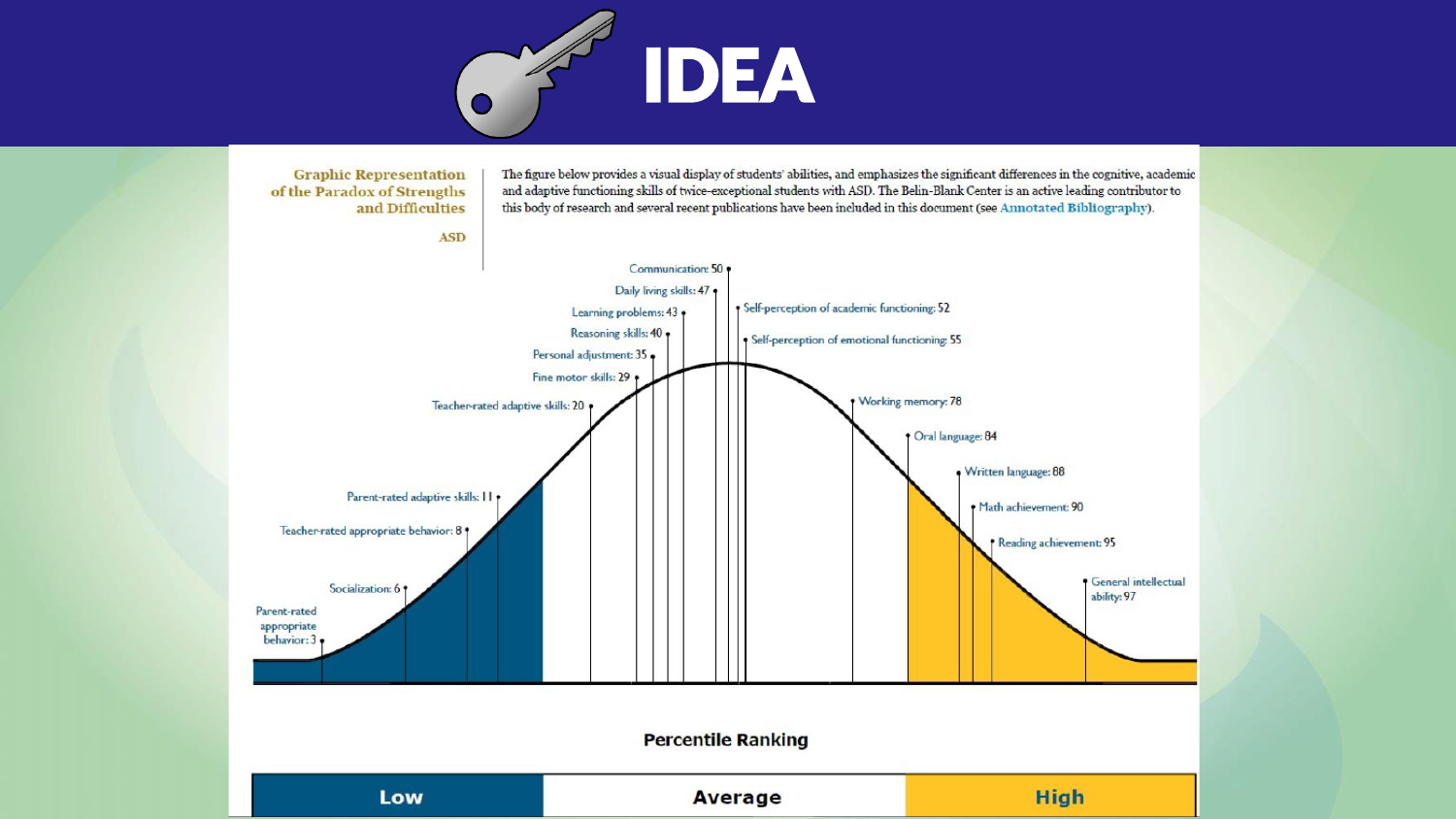# IDEA

**Graphic Representation of the Paradox of Strengths and Difficulties**

**ASD**

The figure below provides a visual display of students' abilities, and emphasizes the significant differences in the cognitive, academic and adaptive functioning skills of twice-exceptional students with ASD. The Belin-Blank Center is an active leading contributor to this body of research and several recent publications have been included in this document (see Annotated Bibliography).

- Parent-rated appropriate behavior: 3
- Socialization: 6
- Teacher-rated appropriate behavior: 8
- Parent-rated adaptive skills: 11
- Teacher-rated adaptive skills: 20
- Fine motor skills: 29
- Personal adjustment: 35
- Reasoning skills: 40
- Learning problems: 43
- Daily living skills: 47
- Communication: 50
- Self-perception of academic functioning: 52
- Self-perception of emotional functioning: 55
- Working memory: 78
- Oral language: 84
- Written language: 88
- Math achievement: 90
- Reading achievement: 95
- General intellectual ability: 97

**Percentile Ranking**

| Low | Average | High |
| --- | --- | --- |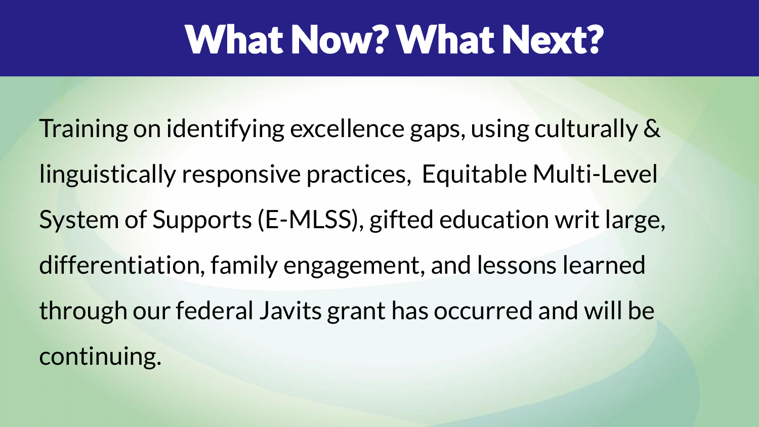# What Now? What Next?

Training on identifying excellence gaps, using culturally & linguistically responsive practices, Equitable Multi-Level System of Supports (E-MLSS), gifted education writ large, differentiation, family engagement, and lessons learned through our federal Javits grant has occurred and will be continuing.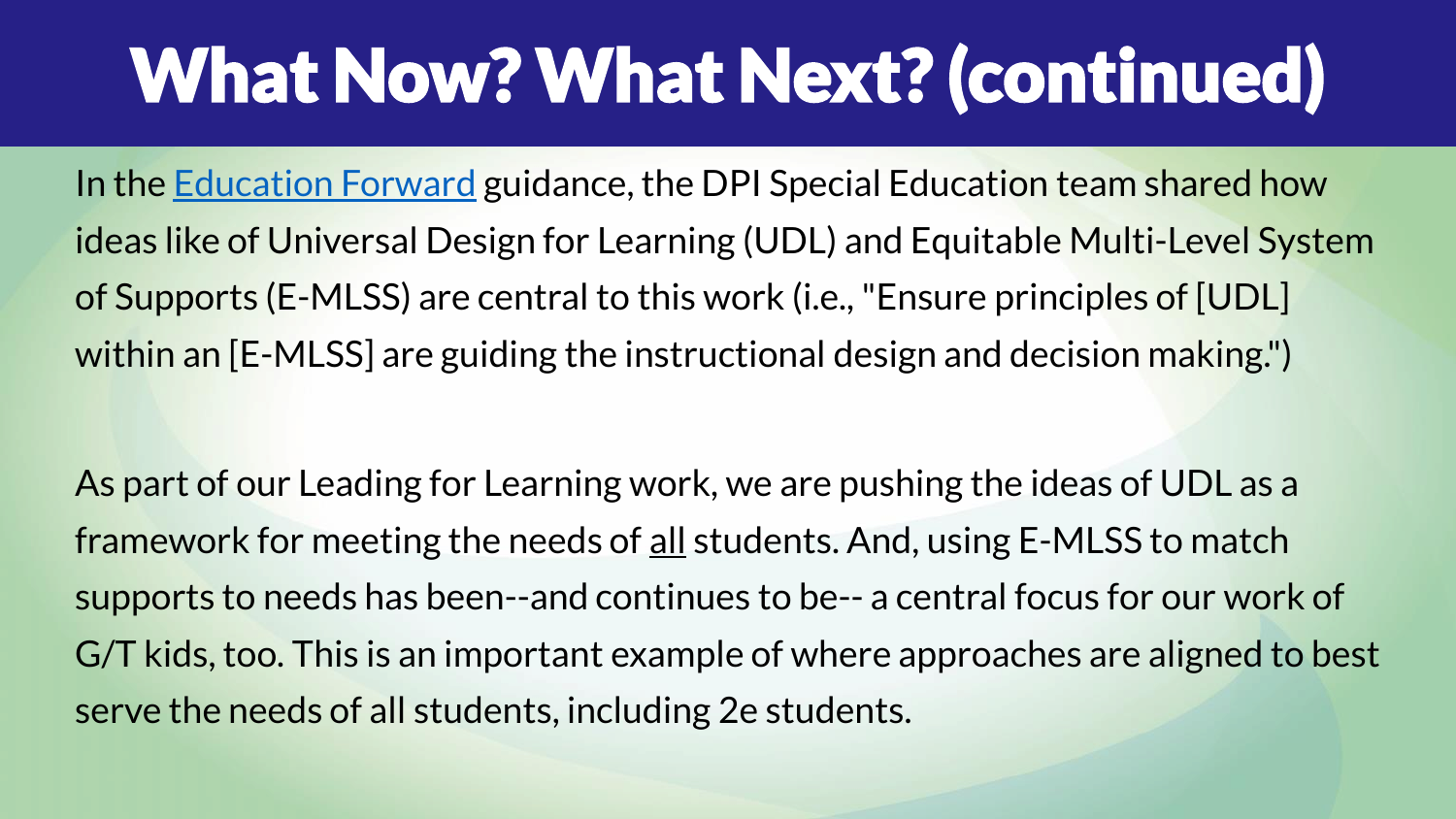# What Now? What Next? (continued)

In the Education Forward guidance, the DPI Special Education team shared how ideas like of Universal Design for Learning (UDL) and Equitable Multi-Level System of Supports (E-MLSS) are central to this work (i.e., "Ensure principles of [UDL] within an [E-MLSS] are guiding the instructional design and decision making.")

As part of our Leading for Learning work, we are pushing the ideas of UDL as a framework for meeting the needs of all students. And, using E-MLSS to match supports to needs has been--and continues to be-- a central focus for our work of G/T kids, too. This is an important example of where approaches are aligned to best serve the needs of all students, including 2e students.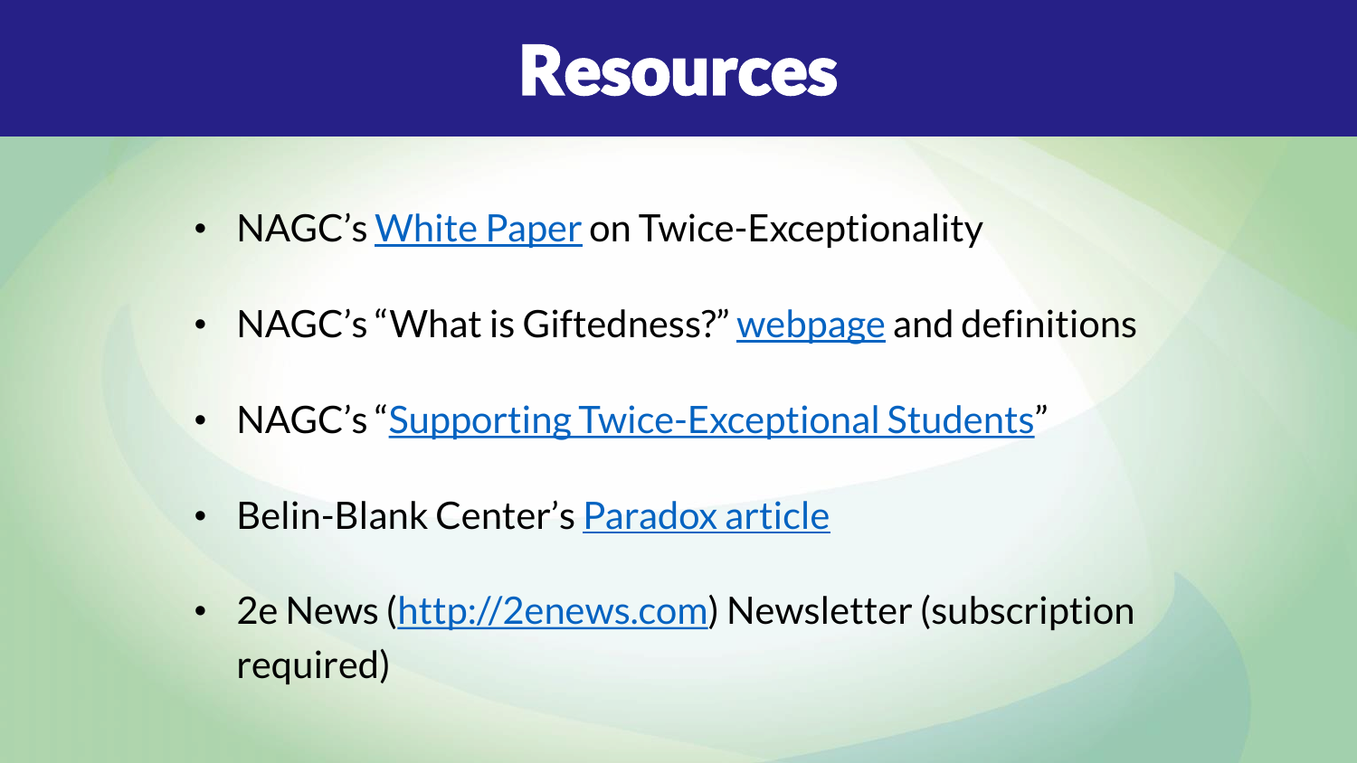# Resources

- NAGC's White Paper on Twice-Exceptionality
- NAGC's "What is Giftedness?" webpage and definitions
- NAGC's "Supporting Twice-Exceptional Students"
- Belin-Blank Center's Paradox article
- 2e News (http://2enews.com) Newsletter (subscription required)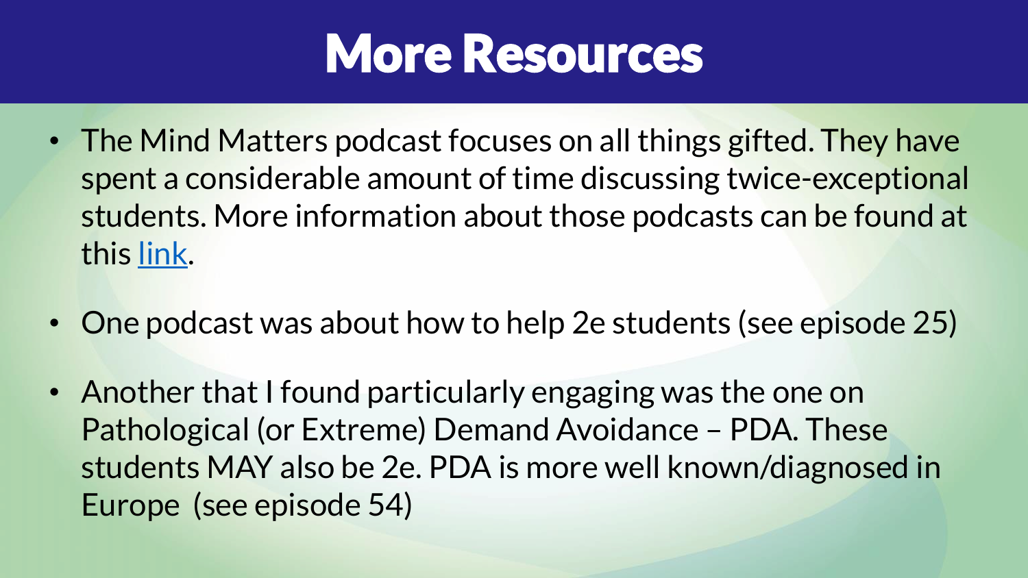# More Resources

- The Mind Matters podcast focuses on all things gifted. They have spent a considerable amount of time discussing twice-exceptional students. More information about those podcasts can be found at this link.
- One podcast was about how to help 2e students (see episode 25)
- Another that I found particularly engaging was the one on Pathological (or Extreme) Demand Avoidance – PDA. These students MAY also be 2e. PDA is more well known/diagnosed in Europe (see episode 54)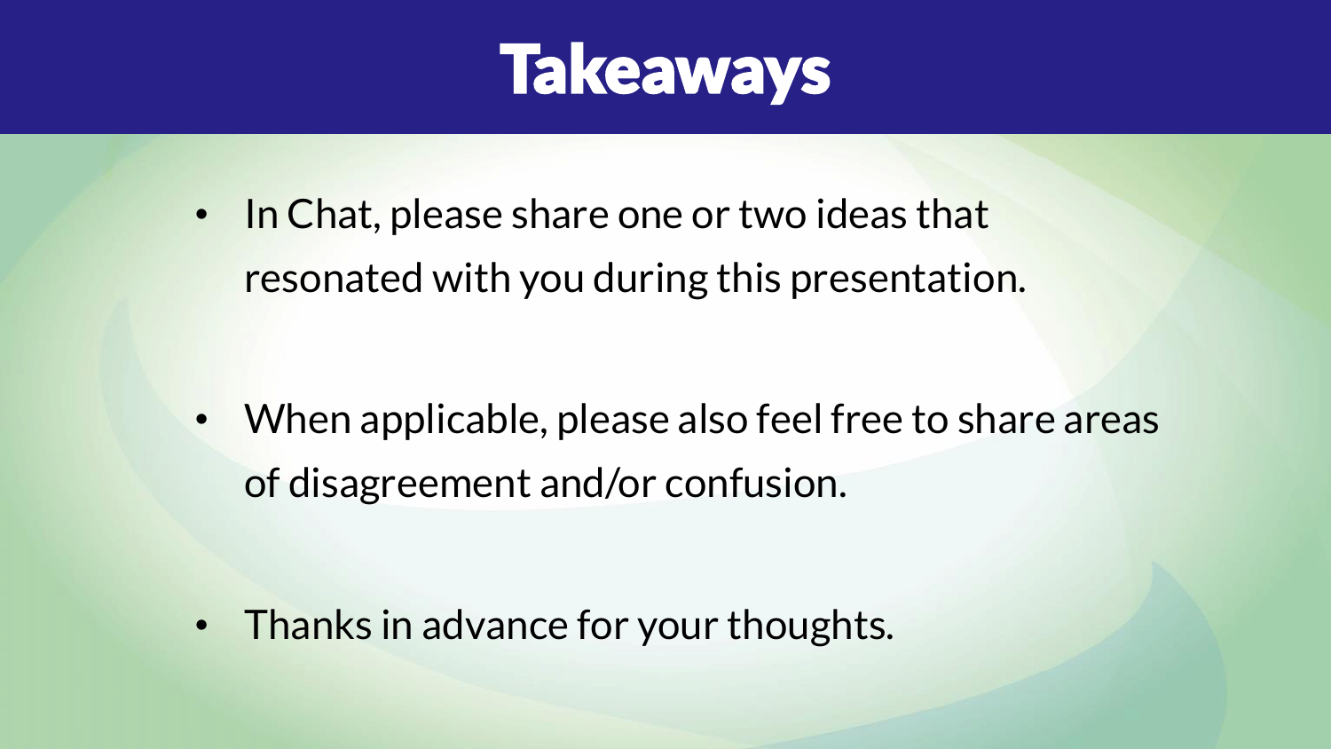# Takeaways

- In Chat, please share one or two ideas that resonated with you during this presentation.
- When applicable, please also feel free to share areas of disagreement and/or confusion.
- Thanks in advance for your thoughts.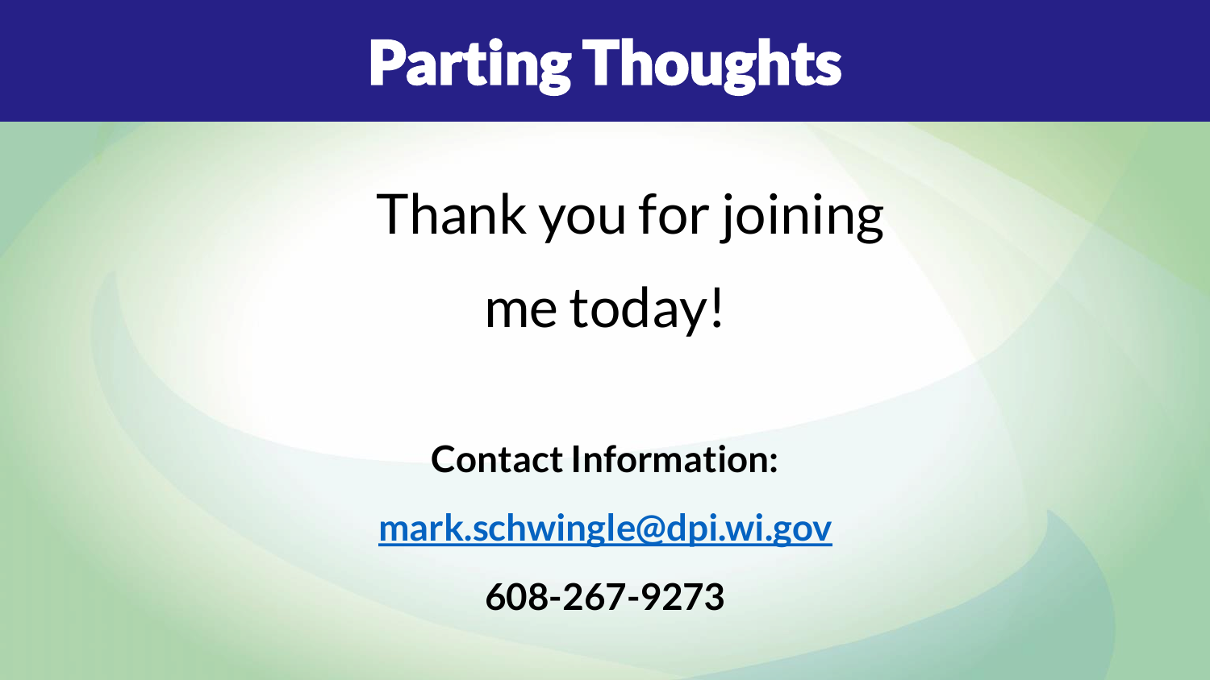# Parting Thoughts

Thank you for joining me today!

**Contact Information:**

**[mark.schwingle@dpi.wi.gov](mailto:mark.schwingle@dpi.wi.gov)**

**608-267-9273**